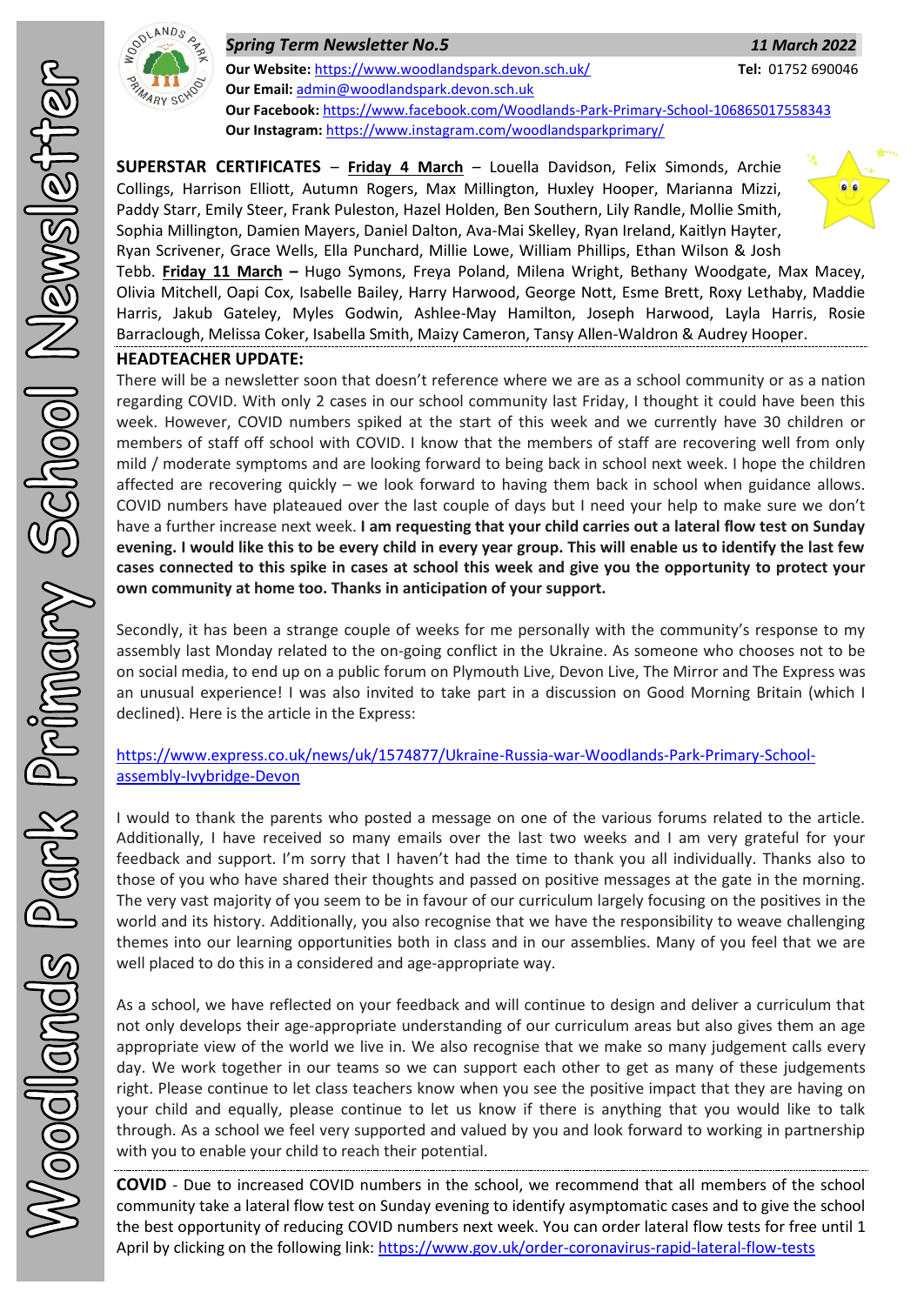***Spring Term Newsletter No.5*** ***11 March 2022***

**Our Website:** https://www.woodlandspark.devon.sch.uk/ **Tel:** 01752 690046
**Our Email:** admin@woodlandspark.devon.sch.uk
**Our Facebook:** https://www.facebook.com/Woodlands-Park-Primary-School-106865017558343
**Our Instagram:** https://www.instagram.com/woodlandsparkprimary/

**SUPERSTAR CERTIFICATES** – **Friday 4 March** – Louella Davidson, Felix Simonds, Archie Collings, Harrison Elliott, Autumn Rogers, Max Millington, Huxley Hooper, Marianna Mizzi, Paddy Starr, Emily Steer, Frank Puleston, Hazel Holden, Ben Southern, Lily Randle, Mollie Smith, Sophia Millington, Damien Mayers, Daniel Dalton, Ava-Mai Skelley, Ryan Ireland, Kaitlyn Hayter, Ryan Scrivener, Grace Wells, Ella Punchard, Millie Lowe, William Phillips, Ethan Wilson & Josh Tebb. **Friday 11 March –** Hugo Symons, Freya Poland, Milena Wright, Bethany Woodgate, Max Macey, Olivia Mitchell, Oapi Cox, Isabelle Bailey, Harry Harwood, George Nott, Esme Brett, Roxy Lethaby, Maddie Harris, Jakub Gateley, Myles Godwin, Ashlee-May Hamilton, Joseph Harwood, Layla Harris, Rosie Barraclough, Melissa Coker, Isabella Smith, Maizy Cameron, Tansy Allen-Waldron & Audrey Hooper.

**HEADTEACHER UPDATE:**

There will be a newsletter soon that doesn't reference where we are as a school community or as a nation regarding COVID. With only 2 cases in our school community last Friday, I thought it could have been this week. However, COVID numbers spiked at the start of this week and we currently have 30 children or members of staff off school with COVID. I know that the members of staff are recovering well from only mild / moderate symptoms and are looking forward to being back in school next week. I hope the children affected are recovering quickly – we look forward to having them back in school when guidance allows. COVID numbers have plateaued over the last couple of days but I need your help to make sure we don't have a further increase next week. **I am requesting that your child carries out a lateral flow test on Sunday evening. I would like this to be every child in every year group. This will enable us to identify the last few cases connected to this spike in cases at school this week and give you the opportunity to protect your own community at home too. Thanks in anticipation of your support.**

Secondly, it has been a strange couple of weeks for me personally with the community's response to my assembly last Monday related to the on-going conflict in the Ukraine. As someone who chooses not to be on social media, to end up on a public forum on Plymouth Live, Devon Live, The Mirror and The Express was an unusual experience! I was also invited to take part in a discussion on Good Morning Britain (which I declined). Here is the article in the Express:

https://www.express.co.uk/news/uk/1574877/Ukraine-Russia-war-Woodlands-Park-Primary-School-assembly-Ivybridge-Devon

I would to thank the parents who posted a message on one of the various forums related to the article. Additionally, I have received so many emails over the last two weeks and I am very grateful for your feedback and support. I'm sorry that I haven't had the time to thank you all individually. Thanks also to those of you who have shared their thoughts and passed on positive messages at the gate in the morning. The very vast majority of you seem to be in favour of our curriculum largely focusing on the positives in the world and its history. Additionally, you also recognise that we have the responsibility to weave challenging themes into our learning opportunities both in class and in our assemblies. Many of you feel that we are well placed to do this in a considered and age-appropriate way.

As a school, we have reflected on your feedback and will continue to design and deliver a curriculum that not only develops their age-appropriate understanding of our curriculum areas but also gives them an age appropriate view of the world we live in. We also recognise that we make so many judgement calls every day. We work together in our teams so we can support each other to get as many of these judgements right. Please continue to let class teachers know when you see the positive impact that they are having on your child and equally, please continue to let us know if there is anything that you would like to talk through. As a school we feel very supported and valued by you and look forward to working in partnership with you to enable your child to reach their potential.

**COVID** - Due to increased COVID numbers in the school, we recommend that all members of the school community take a lateral flow test on Sunday evening to identify asymptomatic cases and to give the school the best opportunity of reducing COVID numbers next week. You can order lateral flow tests for free until 1 April by clicking on the following link: https://www.gov.uk/order-coronavirus-rapid-lateral-flow-tests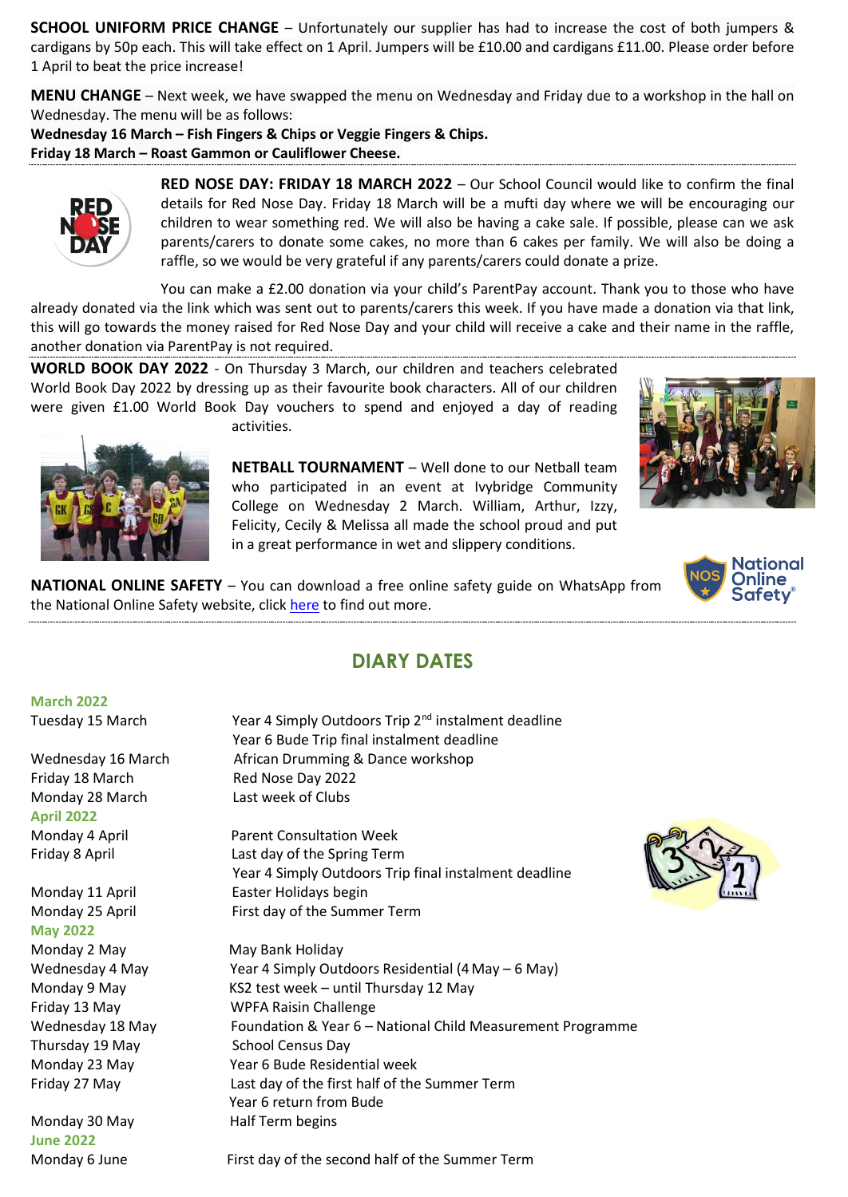**SCHOOL UNIFORM PRICE CHANGE** – Unfortunately our supplier has had to increase the cost of both jumpers & cardigans by 50p each. This will take effect on 1 April. Jumpers will be £10.00 and cardigans £11.00. Please order before 1 April to beat the price increase!

**MENU CHANGE** – Next week, we have swapped the menu on Wednesday and Friday due to a workshop in the hall on Wednesday. The menu will be as follows:
**Wednesday 16 March – Fish Fingers & Chips or Veggie Fingers & Chips.**
**Friday 18 March – Roast Gammon or Cauliflower Cheese.**

**RED NOSE DAY: FRIDAY 18 MARCH 2022** – Our School Council would like to confirm the final details for Red Nose Day. Friday 18 March will be a mufti day where we will be encouraging our children to wear something red. We will also be having a cake sale. If possible, please can we ask parents/carers to donate some cakes, no more than 6 cakes per family. We will also be doing a raffle, so we would be very grateful if any parents/carers could donate a prize.

You can make a £2.00 donation via your child's ParentPay account. Thank you to those who have already donated via the link which was sent out to parents/carers this week. If you have made a donation via that link, this will go towards the money raised for Red Nose Day and your child will receive a cake and their name in the raffle, another donation via ParentPay is not required.

**WORLD BOOK DAY 2022** - On Thursday 3 March, our children and teachers celebrated World Book Day 2022 by dressing up as their favourite book characters. All of our children were given £1.00 World Book Day vouchers to spend and enjoyed a day of reading activities.

**NETBALL TOURNAMENT** – Well done to our Netball team who participated in an event at Ivybridge Community College on Wednesday 2 March. William, Arthur, Izzy, Felicity, Cecily & Melissa all made the school proud and put in a great performance in wet and slippery conditions.

**NATIONAL ONLINE SAFETY** – You can download a free online safety guide on WhatsApp from the National Online Safety website, click here to find out more.

## DIARY DATES

**March 2022**

| | |
|---|---|
| Tuesday 15 March | Year 4 Simply Outdoors Trip 2nd instalment deadline |
| | Year 6 Bude Trip final instalment deadline |
| Wednesday 16 March | African Drumming & Dance workshop |
| Friday 18 March | Red Nose Day 2022 |
| Monday 28 March | Last week of Clubs |

**April 2022**

| | |
|---|---|
| Monday 4 April | Parent Consultation Week |
| Friday 8 April | Last day of the Spring Term |
| | Year 4 Simply Outdoors Trip final instalment deadline |
| Monday 11 April | Easter Holidays begin |
| Monday 25 April | First day of the Summer Term |

**May 2022**

| | |
|---|---|
| Monday 2 May | May Bank Holiday |
| Wednesday 4 May | Year 4 Simply Outdoors Residential (4 May – 6 May) |
| Monday 9 May | KS2 test week – until Thursday 12 May |
| Friday 13 May | WPFA Raisin Challenge |
| Wednesday 18 May | Foundation & Year 6 – National Child Measurement Programme |
| Thursday 19 May | School Census Day |
| Monday 23 May | Year 6 Bude Residential week |
| Friday 27 May | Last day of the first half of the Summer Term |
| | Year 6 return from Bude |
| Monday 30 May | Half Term begins |

**June 2022**

| | |
|---|---|
| Monday 6 June | First day of the second half of the Summer Term |